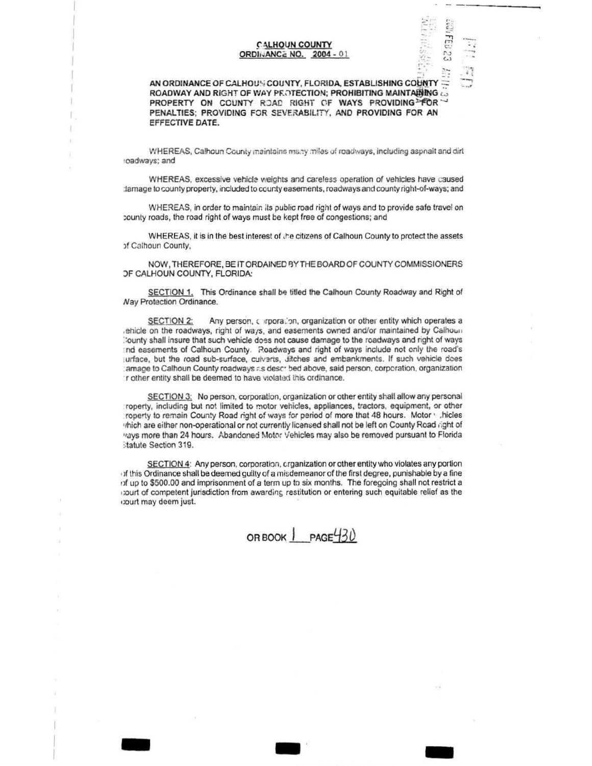# CALHOUN COUNTY
## ORDINANCE NO. 2004 - 01

**AN ORDINANCE OF CALHOUN COUNTY, FLORIDA, ESTABLISHING COUNTY ROADWAY AND RIGHT OF WAY PROTECTION; PROHIBITING MAINTAINING PROPERTY ON COUNTY ROAD RIGHT OF WAYS PROVIDING FOR PENALTIES; PROVIDING FOR SEVERABILITY, AND PROVIDING FOR AN EFFECTIVE DATE.**

WHEREAS, Calhoun County maintains many miles of roadways, including asphalt and dirt roadways; and

WHEREAS, excessive vehicle weights and careless operation of vehicles have caused damage to county property, included to county easements, roadways and county right-of-ways; and

WHEREAS, in order to maintain its public road right of ways and to provide safe travel on county roads, the road right of ways must be kept free of congestions; and

WHEREAS, it is in the best interest of the citizens of Calhoun County to protect the assets of Calhoun County,

NOW, THEREFORE, BE IT ORDAINED BY THE BOARD OF COUNTY COMMISSIONERS OF CALHOUN COUNTY, FLORIDA:

SECTION 1. This Ordinance shall be titled the Calhoun County Roadway and Right of Way Protection Ordinance.

SECTION 2: Any person, corporation, organization or other entity which operates a vehicle on the roadways, right of ways, and easements owned and/or maintained by Calhoun County shall insure that such vehicle does not cause damage to the roadways and right of ways and easements of Calhoun County. Roadways and right of ways include not only the road's surface, but the road sub-surface, culverts, ditches and embankments. If such vehicle does damage to Calhoun County roadways as described above, said person, corporation, organization or other entity shall be deemed to have violated this ordinance.

SECTION 3: No person, corporation, organization or other entity shall allow any personal property, including but not limited to motor vehicles, appliances, tractors, equipment, or other property to remain County Road right of ways for period of more that 48 hours. Motor vehicles which are either non-operational or not currently licensed shall not be left on County Road right of ways more than 24 hours. Abandoned Motor Vehicles may also be removed pursuant to Florida Statute Section 319.

SECTION 4: Any person, corporation, organization or other entity who violates any portion of this Ordinance shall be deemed guilty of a misdemeanor of the first degree, punishable by a fine of up to $500.00 and imprisonment of a term up to six months. The foregoing shall not restrict a court of competent jurisdiction from awarding restitution or entering such equitable relief as the court may deem just.

OR BOOK 1 PAGE 430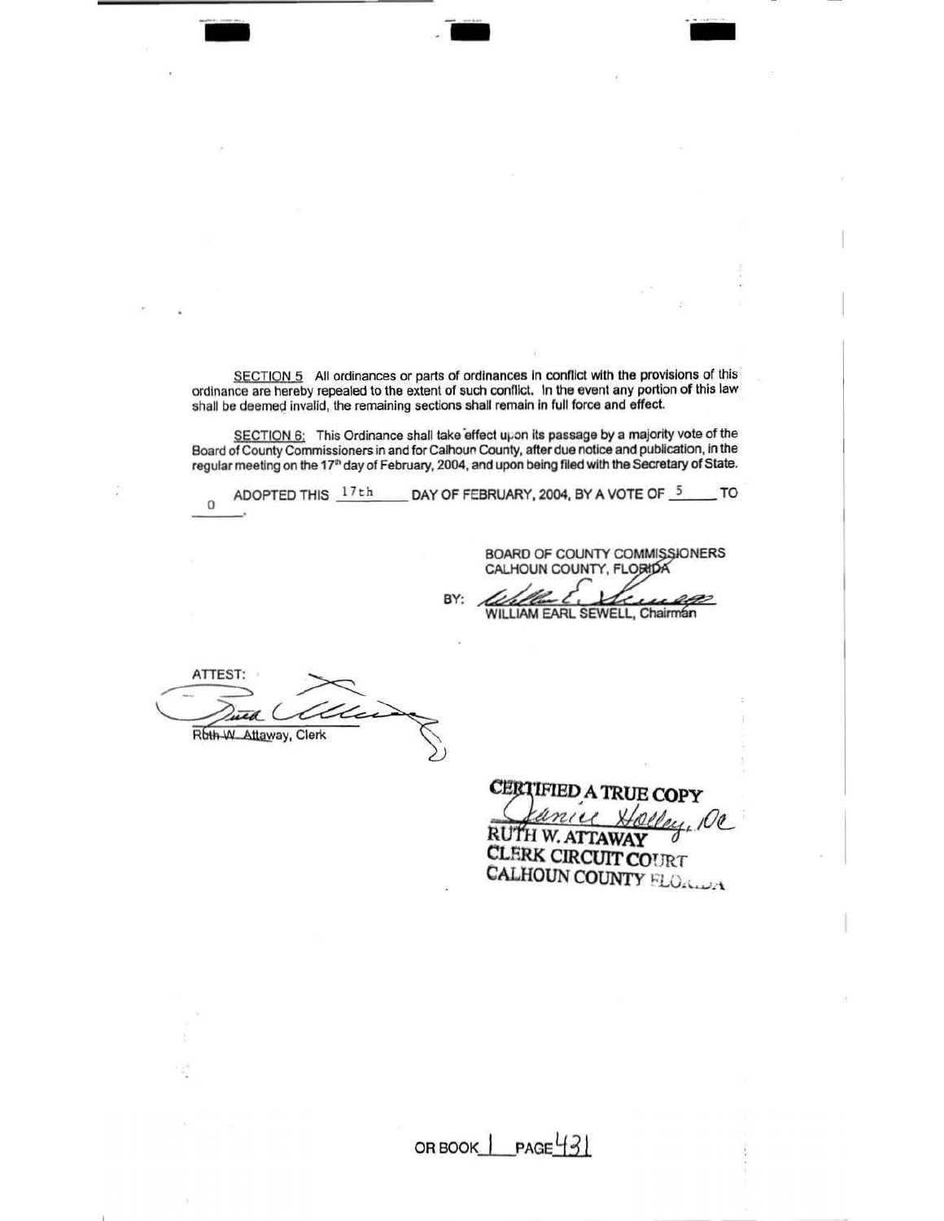SECTION 5 All ordinances or parts of ordinances in conflict with the provisions of this ordinance are hereby repealed to the extent of such conflict. In the event any portion of this law shall be deemed invalid, the remaining sections shall remain in full force and effect.

SECTION 6: This Ordinance shall take effect upon its passage by a majority vote of the Board of County Commissioners in and for Calhoun County, after due notice and publication, in the regular meeting on the 17th day of February, 2004, and upon being filed with the Secretary of State.

ADOPTED THIS 17th DAY OF FEBRUARY, 2004, BY A VOTE OF 5 TO 0.

BOARD OF COUNTY COMMISSIONERS
CALHOUN COUNTY, FLORIDA

BY: WILLIAM EARL SEWELL, Chairman

ATTEST:

Ruth W. Attaway, Clerk

CERTIFIED A TRUE COPY
Janice Holley, DC
RUTH W. ATTAWAY
CLERK CIRCUIT COURT
CALHOUN COUNTY FLORIDA

OR BOOK 1 PAGE 431